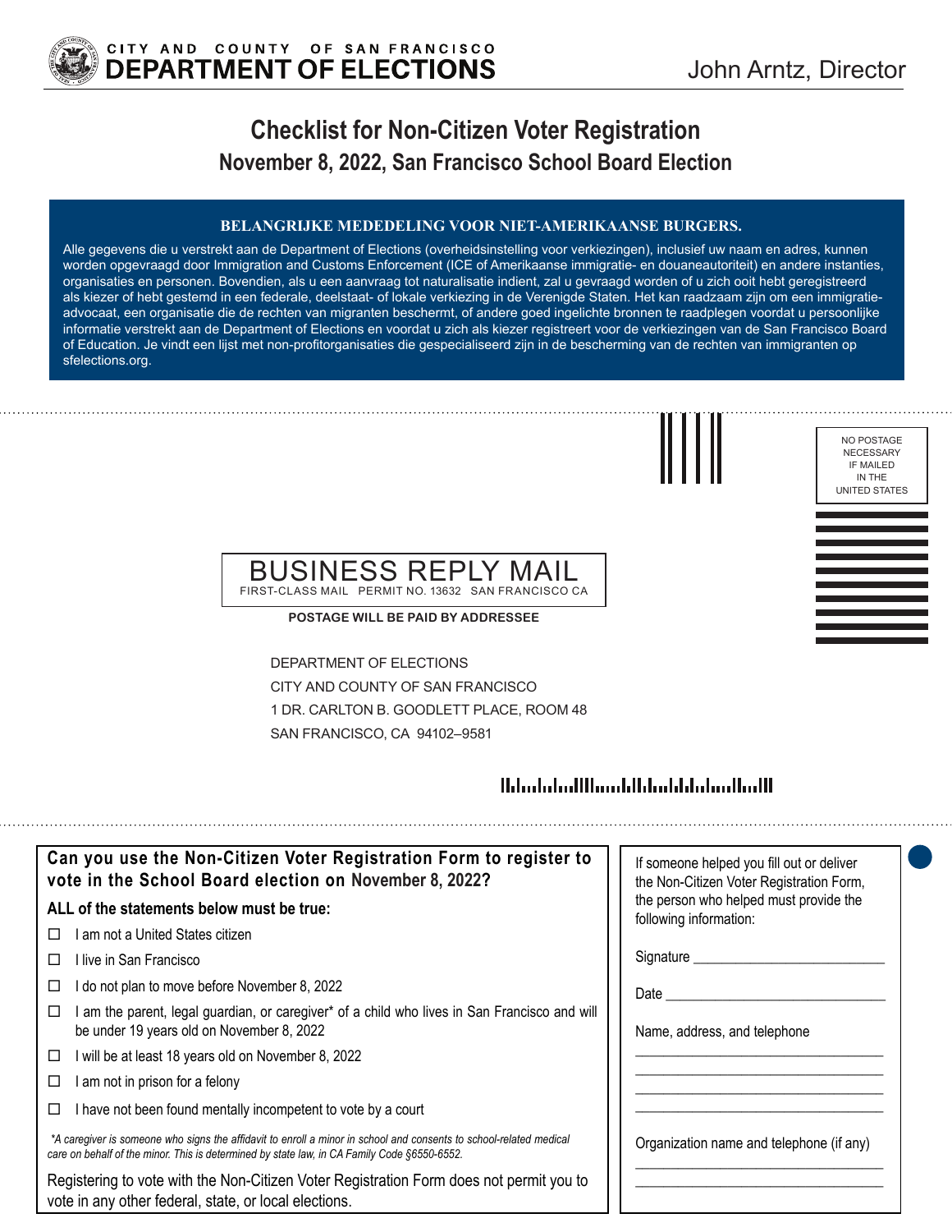CITY AND COUNTY OF SAN FRANCISCO
**DEPARTMENT OF ELECTIONS**

John Arntz, Director

# Checklist for Non-Citizen Voter Registration

## November 8, 2022, San Francisco School Board Election

**BELANGRIJKE MEDEDELING VOOR NIET-AMERIKAANSE BURGERS.**

Alle gegevens die u verstrekt aan de Department of Elections (overheidsinstelling voor verkiezingen), inclusief uw naam en adres, kunnen worden opgevraagd door Immigration and Customs Enforcement (ICE of Amerikaanse immigratie- en douaneautoriteit) en andere instanties, organisaties en personen. Bovendien, als u een aanvraag tot naturalisatie indient, zal u gevraagd worden of u zich ooit hebt geregistreerd als kiezer of hebt gestemd in een federale, deelstaat- of lokale verkiezing in de Verenigde Staten. Het kan raadzaam zijn om een immigratie-advocaat, een organisatie die de rechten van migranten beschermt, of andere goed ingelichte bronnen te raadplegen voordat u persoonlijke informatie verstrekt aan de Department of Elections en voordat u zich als kiezer registreert voor de verkiezingen van de San Francisco Board of Education. Je vindt een lijst met non-profitorganisaties die gespecialiseerd zijn in de bescherming van de rechten van immigranten op sfelections.org.

NO POSTAGE NECESSARY IF MAILED IN THE UNITED STATES

BUSINESS REPLY MAIL
FIRST-CLASS MAIL PERMIT NO. 13632 SAN FRANCISCO CA

**POSTAGE WILL BE PAID BY ADDRESSEE**

DEPARTMENT OF ELECTIONS
CITY AND COUNTY OF SAN FRANCISCO
1 DR. CARLTON B. GOODLETT PLACE, ROOM 48
SAN FRANCISCO, CA 94102–9581

### Can you use the Non-Citizen Voter Registration Form to register to vote in the School Board election on November 8, 2022?

**ALL of the statements below must be true:**

- ☐ I am not a United States citizen
- ☐ I live in San Francisco
- ☐ I do not plan to move before November 8, 2022
- ☐ I am the parent, legal guardian, or caregiver* of a child who lives in San Francisco and will be under 19 years old on November 8, 2022
- ☐ I will be at least 18 years old on November 8, 2022
- ☐ I am not in prison for a felony
- ☐ I have not been found mentally incompetent to vote by a court

*\*A caregiver is someone who signs the affidavit to enroll a minor in school and consents to school-related medical care on behalf of the minor. This is determined by state law, in CA Family Code §6550-6552.*

Registering to vote with the Non-Citizen Voter Registration Form does not permit you to vote in any other federal, state, or local elections.

If someone helped you fill out or deliver the Non-Citizen Voter Registration Form, the person who helped must provide the following information:

Signature ___________________________

Date ___________________________

Name, address, and telephone

___________________________
___________________________
___________________________
___________________________

Organization name and telephone (if any)

___________________________
___________________________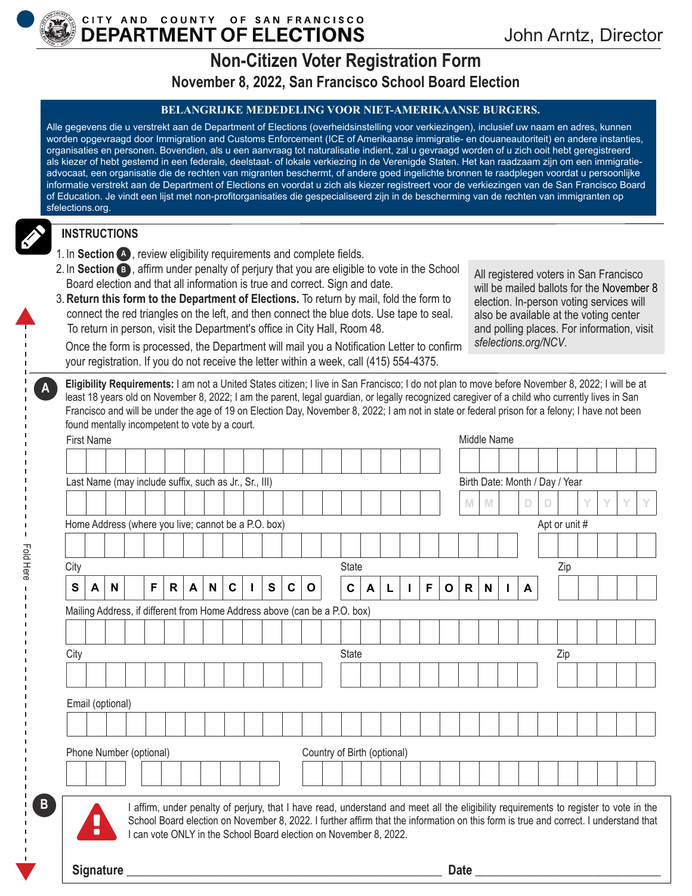CITY AND COUNTY OF SAN FRANCISCO
**DEPARTMENT OF ELECTIONS**

John Arntz, Director

# Non-Citizen Voter Registration Form

## November 8, 2022, San Francisco School Board Election

**BELANGRIJKE MEDEDELING VOOR NIET-AMERIKAANSE BURGERS.**

Alle gegevens die u verstrekt aan de Department of Elections (overheidsinstelling voor verkiezingen), inclusief uw naam en adres, kunnen worden opgevraagd door Immigration and Customs Enforcement (ICE of Amerikaanse immigratie- en douaneautoriteit) en andere instanties, organisaties en personen. Bovendien, als u een aanvraag tot naturalisatie indient, zal u gevraagd worden of u zich ooit hebt geregistreerd als kiezer of hebt gestemd in een federale, deelstaat- of lokale verkiezing in de Verenigde Staten. Het kan raadzaam zijn om een immigratie-advocaat, een organisatie die de rechten van migranten beschermt, of andere goed ingelichte bronnen te raadplegen voordat u persoonlijke informatie verstrekt aan de Department of Elections en voordat u zich als kiezer registreert voor de verkiezingen van de San Francisco Board of Education. Je vindt een lijst met non-profitorganisaties die gespecialiseerd zijn in de bescherming van de rechten van immigranten op sfelections.org.

### INSTRUCTIONS

1. In **Section A**, review eligibility requirements and complete fields.
2. In **Section B**, affirm under penalty of perjury that you are eligible to vote in the School Board election and that all information is true and correct. Sign and date.
3. **Return this form to the Department of Elections.** To return by mail, fold the form to connect the red triangles on the left, and then connect the blue dots. Use tape to seal. To return in person, visit the Department's office in City Hall, Room 48.

Once the form is processed, the Department will mail you a Notification Letter to confirm your registration. If you do not receive the letter within a week, call (415) 554-4375.

All registered voters in San Francisco will be mailed ballots for the November 8 election. In-person voting services will also be available at the voting center and polling places. For information, visit *sfelections.org/NCV*.

Fold Here

**A**

**Eligibility Requirements:** I am not a United States citizen; I live in San Francisco; I do not plan to move before November 8, 2022; I will be at least 18 years old on November 8, 2022; I am the parent, legal guardian, or legally recognized caregiver of a child who currently lives in San Francisco and will be under the age of 19 on Election Day, November 8, 2022; I am not in state or federal prison for a felony; I have not been found mentally incompetent to vote by a court.

First Name ____________________ Middle Name ____________________

Last Name (may include suffix, such as Jr., Sr., III) ____________________ Birth Date: Month / Day / Year M M / D D / Y Y Y Y

Home Address (where you live; cannot be a P.O. box) ____________________ Apt or unit # __________

City: S A N F R A N C I S C O State: C A L I F O R N I A Zip __________

Mailing Address, if different from Home Address above (can be a P.O. box) ____________________

City ____________________ State ____________________ Zip __________

Email (optional) ____________________

Phone Number (optional) ____________________ Country of Birth (optional) ____________________

**B**

I affirm, under penalty of perjury, that I have read, understand and meet all the eligibility requirements to register to vote in the School Board election on November 8, 2022. I further affirm that the information on this form is true and correct. I understand that I can vote ONLY in the School Board election on November 8, 2022.

**Signature** ______________________________ **Date** ____________________